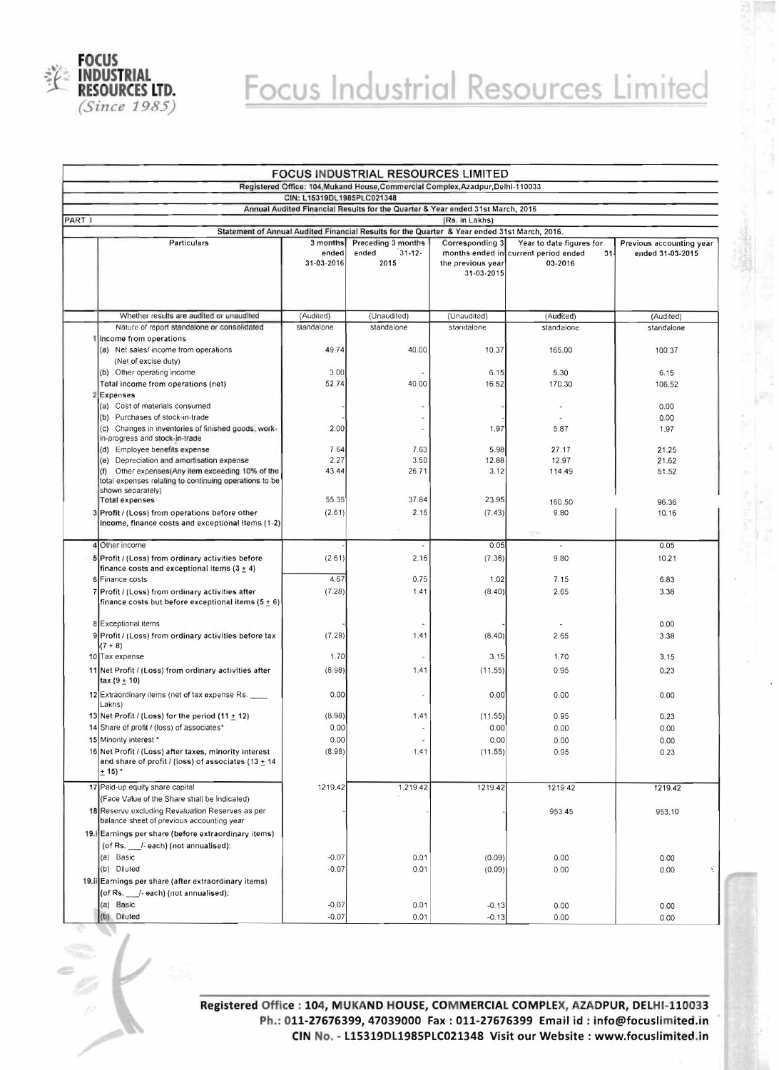# Focus Industrial Resources Limited

## FOCUS INDUSTRIAL RESOURCES LIMITED

Registered Office: 104,Mukand House,Commercial Complex,Azadpur,Delhi-110033

CIN: L15319DL1985PLC021348

Annual Audited Financial Results for the Quarter & Year ended 31st March, 2016

PART I (Rs. in Lakhs)

Statement of Annual Audited Financial Results for the Quarter & Year ended 31st March, 2016.

| | Particulars | 3 months ended 31-03-2016 | Preceding 3 months ended 31-12-2015 | Corresponding 3 months ended in the previous year 31-03-2015 | Year to date figures for current period ended 31-03-2016 | Previous accounting year ended 31-03-2015 |
|---|---|---|---|---|---|---|
| | Whether results are audited or unaudited | (Audited) | (Unaudited) | (Unaudited) | (Audited) | (Audited) |
| | Nature of report standalone or consolidated | standalone | standalone | standalone | standalone | standalone |
| 1 | Income from operations | | | | | |
| | (a) Net sales/ income from operations (Net of excise duty) | 49.74 | 40.00 | 10.37 | 165.00 | 100.37 |
| | (b) Other operating income | 3.00 | - | 6.15 | 5.30 | 6.15 |
| | Total income from operations (net) | 52.74 | 40.00 | 16.52 | 170.30 | 106.52 |
| 2 | Expenses | | | | | |
| | (a) Cost of materials consumed | | - | | - | 0.00 |
| | (b) Purchases of stock-in-trade | | - | | - | 0.00 |
| | (c) Changes in inventories of finished goods, work-in-progress and stock-in-trade | 2.00 | - | 1.97 | 5.87 | 1.97 |
| | (d) Employee benefits expense | 7.64 | 7.63 | 5.98 | 27.17 | 21.25 |
| | (e) Depreciation and amortisation expense | 2.27 | 3.50 | 12.88 | 12.97 | 21.62 |
| | (f) Other expenses(Any item exceeding 10% of the total expenses relating to continuing operations to be shown separately) | 43.44 | 26.71 | 3.12 | 114.49 | 51.52 |
| | Total expenses | 55.35 | 37.84 | 23.95 | 160.50 | 96.36 |
| 3 | Profit / (Loss) from operations before other income, finance costs and exceptional items (1-2) | (2.61) | 2.16 | (7.43) | 9.80 | 10.16 |
| 4 | Other income | | - | 0.05 | - | 0.05 |
| 5 | Profit / (Loss) from ordinary activities before finance costs and exceptional items (3 ± 4) | (2.61) | 2.16 | (7.38) | 9.80 | 10.21 |
| 6 | Finance costs | 4.67 | 0.75 | 1.02 | 7.15 | 6.83 |
| 7 | Profit / (Loss) from ordinary activities after finance costs but before exceptional items (5 ± 6) | (7.28) | 1.41 | (8.40) | 2.65 | 3.38 |
| 8 | Exceptional items | | - | | - | 0.00 |
| 9 | Profit / (Loss) from ordinary activities before tax (7 + 8) | (7.28) | 1.41 | (8.40) | 2.65 | 3.38 |
| 10 | Tax expense | 1.70 | - | 3.15 | 1.70 | 3.15 |
| 11 | Net Profit / (Loss) from ordinary activities after tax (9 ± 10) | (8.98) | 1.41 | (11.55) | 0.95 | 0.23 |
| 12 | Extraordinary items (net of tax expense Rs. ____ Lakhs) | 0.00 | - | 0.00 | 0.00 | 0.00 |
| 13 | Net Profit / (Loss) for the period (11 ± 12) | (8.98) | 1.41 | (11.55) | 0.95 | 0.23 |
| 14 | Share of profit / (loss) of associates* | 0.00 | - | 0.00 | 0.00 | 0.00 |
| 15 | Minority interest * | 0.00 | - | 0.00 | 0.00 | 0.00 |
| 16 | Net Profit / (Loss) after taxes, minority interest and share of profit / (loss) of associates (13 ± 14 ± 15) * | (8.98) | 1.41 | (11.55) | 0.95 | 0.23 |
| 17 | Paid-up equity share capital (Face Value of the Share shall be indicated) | 1219.42 | 1,219.42 | 1219.42 | 1219.42 | 1219.42 |
| 18 | Reserve excluding Revaluation Reserves as per balance sheet of previous accounting year | | | | 953.45 | 953.10 |
| 19.i | Earnings per share (before extraordinary items) (of Rs. ___/- each) (not annualised): | | | | | |
| | (a) Basic | -0.07 | 0.01 | (0.09) | 0.00 | 0.00 |
| | (b) Diluted | -0.07 | 0.01 | (0.09) | 0.00 | 0.00 |
| 19.ii | Earnings per share (after extraordinary items) (of Rs. ___/- each) (not annualised): | | | | | |
| | (a) Basic | -0.07 | 0.01 | -0.13 | 0.00 | 0.00 |
| | (b) Diluted | -0.07 | 0.01 | -0.13 | 0.00 | 0.00 |

**Registered Office : 104, MUKAND HOUSE, COMMERCIAL COMPLEX, AZADPUR, DELHI-110033**
**Ph.: 011-27676399, 47039000 Fax : 011-27676399 Email id : info@focuslimited.in**
**CIN No. - L15319DL1985PLC021348 Visit our Website : www.focuslimited.in**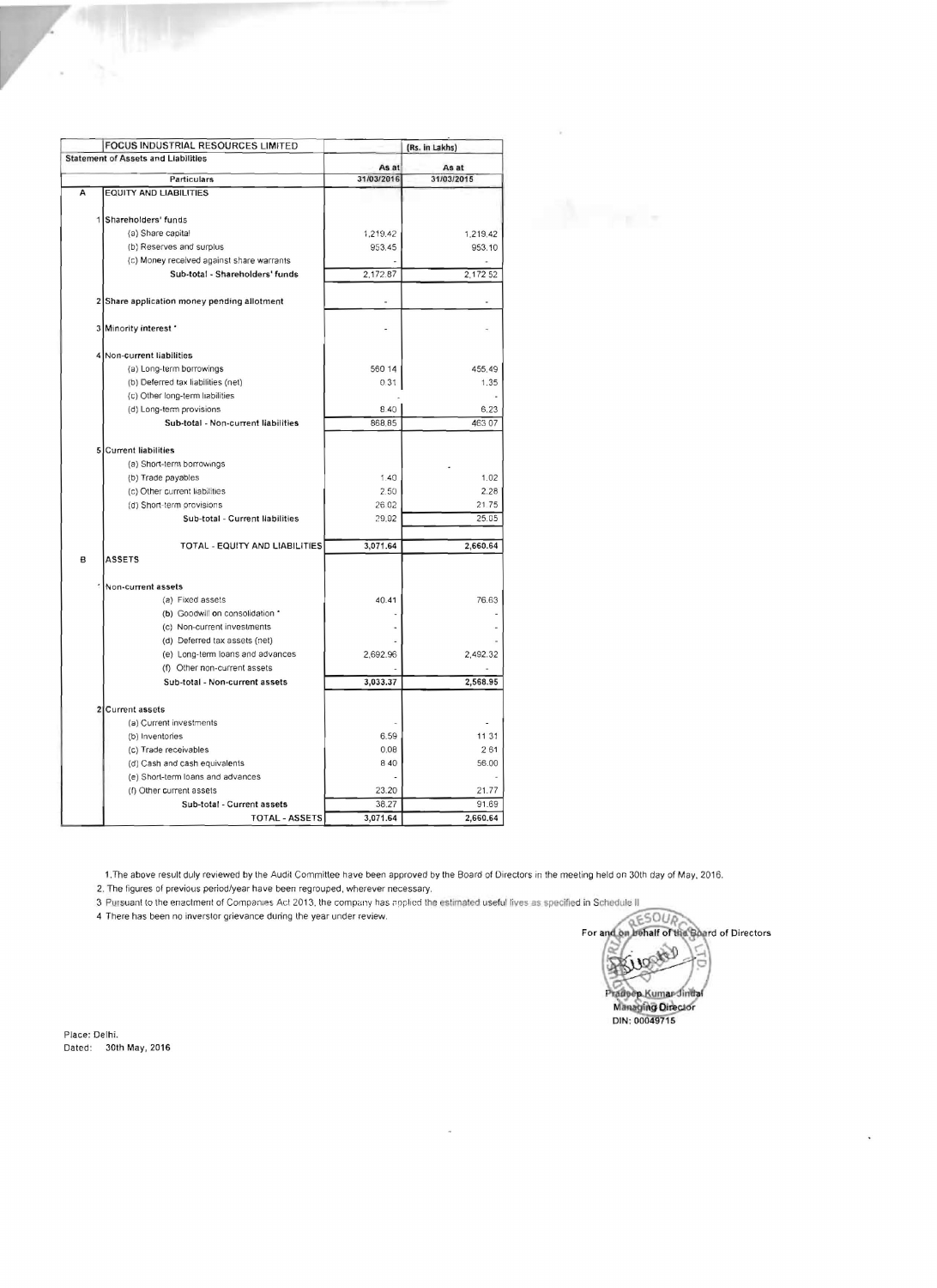| FOCUS INDUSTRIAL RESOURCES LIMITED | | | (Rs. in Lakhs) |
|---|---|---|---|
| Statement of Assets and Liabilities | | As at | As at |
| | Particulars | 31/03/2016 | 31/03/2015 |
| A | EQUITY AND LIABILITIES | | |
| 1 | Shareholders' funds | | |
| | (a) Share capital | 1,219.42 | 1,219.42 |
| | (b) Reserves and surplus | 953.45 | 953.10 |
| | (c) Money received against share warrants | - | - |
| | Sub-total - Shareholders' funds | 2,172.87 | 2,172.52 |
| 2 | Share application money pending allotment | - | - |
| 3 | Minority interest * | - | - |
| 4 | Non-current liabilities | | |
| | (a) Long-term borrowings | 560.14 | 455.49 |
| | (b) Deferred tax liabilities (net) | 0.31 | 1.35 |
| | (c) Other long-term liabilities | - | - |
| | (d) Long-term provisions | 8.40 | 6.23 |
| | Sub-total - Non-current liabilities | 868.85 | 463.07 |
| 5 | Current liabilities | | |
| | (a) Short-term borrowings | | - |
| | (b) Trade payables | 1.40 | 1.02 |
| | (c) Other current liabilities | 2.50 | 2.28 |
| | (d) Short-term provisions | 26.02 | 21.75 |
| | Sub-total - Current liabilities | 29.92 | 25.05 |
| | TOTAL - EQUITY AND LIABILITIES | 3,071.64 | 2,660.64 |
| B | ASSETS | | |
| 1 | Non-current assets | | |
| | (a) Fixed assets | 40.41 | 76.63 |
| | (b) Goodwill on consolidation * | - | - |
| | (c) Non-current investments | - | - |
| | (d) Deferred tax assets (net) | - | - |
| | (e) Long-term loans and advances | 2,692.96 | 2,492.32 |
| | (f) Other non-current assets | - | - |
| | Sub-total - Non-current assets | 3,033.37 | 2,568.95 |
| 2 | Current assets | | |
| | (a) Current investments | - | - |
| | (b) Inventories | 6.59 | 11.31 |
| | (c) Trade receivables | 0.08 | 2.61 |
| | (d) Cash and cash equivalents | 8.40 | 56.00 |
| | (e) Short-term loans and advances | - | - |
| | (f) Other current assets | 23.20 | 21.77 |
| | Sub-total - Current assets | 38.27 | 91.69 |
| | TOTAL - ASSETS | 3,071.64 | 2,660.64 |

1. The above result duly reviewed by the Audit Committee have been approved by the Board of Directors in the meeting held on 30th day of May, 2016.
2. The figures of previous period/year have been regrouped, wherever necessary.
3. Pursuant to the enactment of Companies Act 2013, the company has applied the estimated useful lives as specified in Schedule II
4. There has been no inverstor grievance during the year under review.

For and on behalf of the Board of Directors

Pradeep Kumar Jindal
Managing Director
DIN: 00049715

Place: Delhi.
Dated: 30th May, 2016